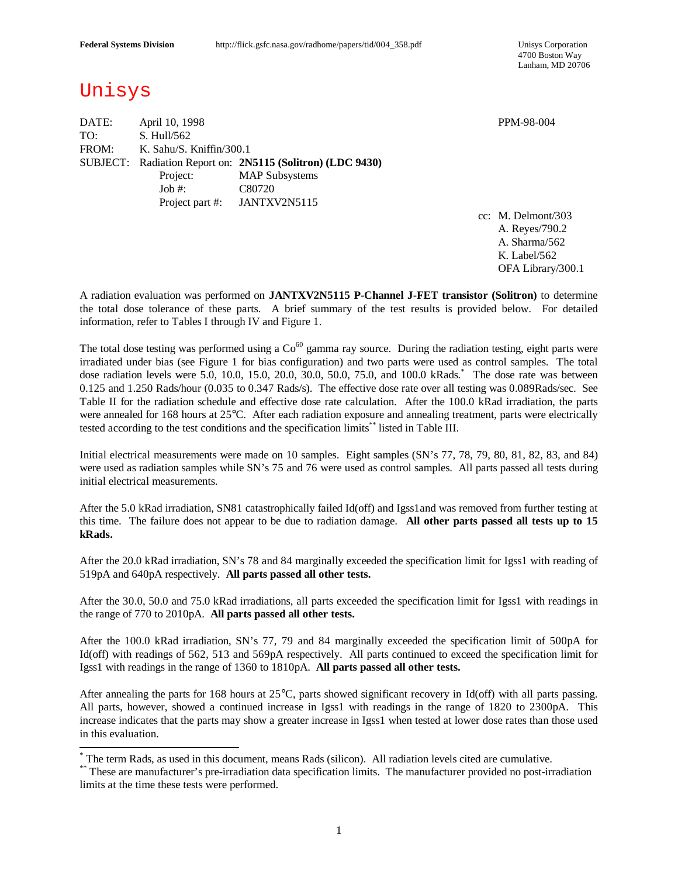**Federal Systems Division** http://flick.gsfc.nasa.gov/radhome/papers/tid/004_358.pdf

Unisys Corporation
4700 Boston Way
Lanham, MD 20706

# Unisys

DATE: April 10, 1998 PPM-98-004
TO: S. Hull/562
FROM: K. Sahu/S. Kniffin/300.1
SUBJECT: Radiation Report on: **2N5115 (Solitron) (LDC 9430)**
Project: MAP Subsystems
Job #: C80720
Project part #: JANTXV2N5115

cc: M. Delmont/303
A. Reyes/790.2
A. Sharma/562
K. Label/562
OFA Library/300.1

A radiation evaluation was performed on **JANTXV2N5115 P-Channel J-FET transistor (Solitron)** to determine the total dose tolerance of these parts. A brief summary of the test results is provided below. For detailed information, refer to Tables I through IV and Figure 1.

The total dose testing was performed using a $Co^{60}$ gamma ray source. During the radiation testing, eight parts were irradiated under bias (see Figure 1 for bias configuration) and two parts were used as control samples. The total dose radiation levels were 5.0, 10.0, 15.0, 20.0, 30.0, 50.0, 75.0, and 100.0 kRads.* The dose rate was between 0.125 and 1.250 Rads/hour (0.035 to 0.347 Rads/s). The effective dose rate over all testing was 0.089Rads/sec. See Table II for the radiation schedule and effective dose rate calculation. After the 100.0 kRad irradiation, the parts were annealed for 168 hours at 25°C. After each radiation exposure and annealing treatment, parts were electrically tested according to the test conditions and the specification limits** listed in Table III.

Initial electrical measurements were made on 10 samples. Eight samples (SN's 77, 78, 79, 80, 81, 82, 83, and 84) were used as radiation samples while SN's 75 and 76 were used as control samples. All parts passed all tests during initial electrical measurements.

After the 5.0 kRad irradiation, SN81 catastrophically failed Id(off) and Igss1and was removed from further testing at this time. The failure does not appear to be due to radiation damage. **All other parts passed all tests up to 15 kRads.**

After the 20.0 kRad irradiation, SN's 78 and 84 marginally exceeded the specification limit for Igss1 with reading of 519pA and 640pA respectively. **All parts passed all other tests.**

After the 30.0, 50.0 and 75.0 kRad irradiations, all parts exceeded the specification limit for Igss1 with readings in the range of 770 to 2010pA. **All parts passed all other tests.**

After the 100.0 kRad irradiation, SN's 77, 79 and 84 marginally exceeded the specification limit of 500pA for Id(off) with readings of 562, 513 and 569pA respectively. All parts continued to exceed the specification limit for Igss1 with readings in the range of 1360 to 1810pA. **All parts passed all other tests.**

After annealing the parts for 168 hours at 25°C, parts showed significant recovery in Id(off) with all parts passing. All parts, however, showed a continued increase in Igss1 with readings in the range of 1820 to 2300pA. This increase indicates that the parts may show a greater increase in Igss1 when tested at lower dose rates than those used in this evaluation.

---

* The term Rads, as used in this document, means Rads (silicon). All radiation levels cited are cumulative.

** These are manufacturer's pre-irradiation data specification limits. The manufacturer provided no post-irradiation limits at the time these tests were performed.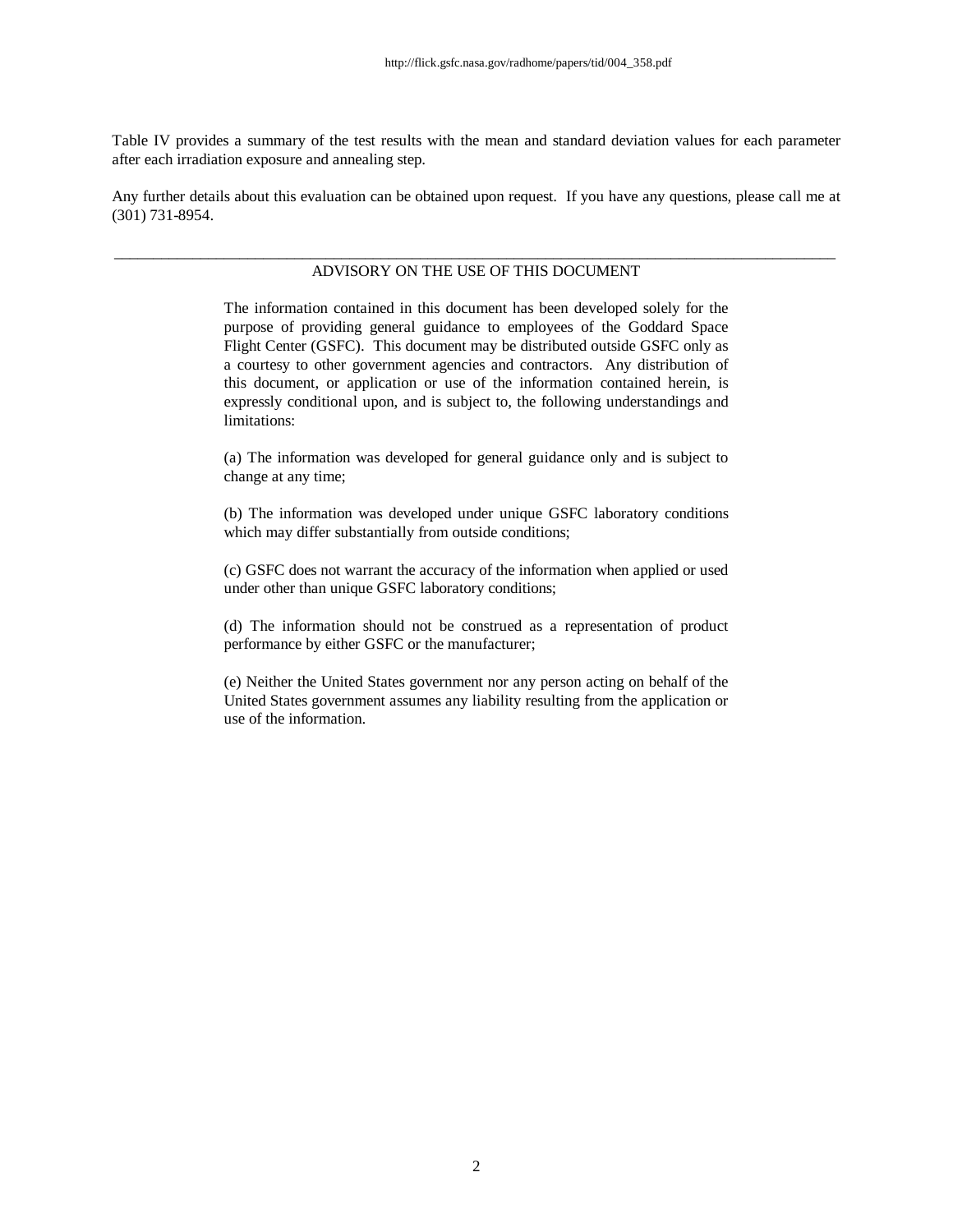Table IV provides a summary of the test results with the mean and standard deviation values for each parameter after each irradiation exposure and annealing step.

Any further details about this evaluation can be obtained upon request. If you have any questions, please call me at (301) 731-8954.

---

## ADVISORY ON THE USE OF THIS DOCUMENT

The information contained in this document has been developed solely for the purpose of providing general guidance to employees of the Goddard Space Flight Center (GSFC). This document may be distributed outside GSFC only as a courtesy to other government agencies and contractors. Any distribution of this document, or application or use of the information contained herein, is expressly conditional upon, and is subject to, the following understandings and limitations:

(a) The information was developed for general guidance only and is subject to change at any time;

(b) The information was developed under unique GSFC laboratory conditions which may differ substantially from outside conditions;

(c) GSFC does not warrant the accuracy of the information when applied or used under other than unique GSFC laboratory conditions;

(d) The information should not be construed as a representation of product performance by either GSFC or the manufacturer;

(e) Neither the United States government nor any person acting on behalf of the United States government assumes any liability resulting from the application or use of the information.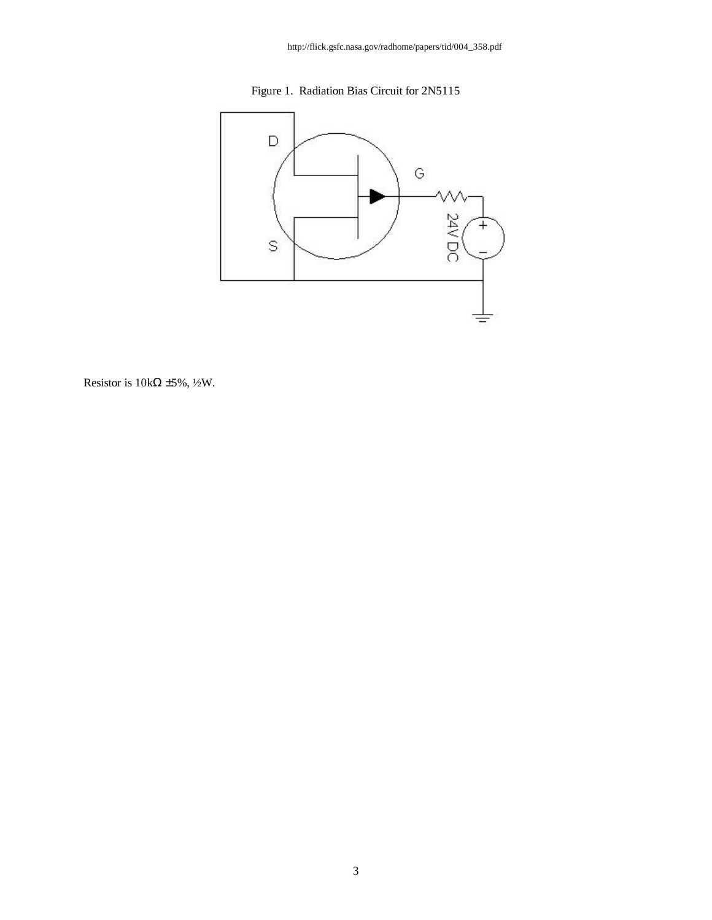http://flick.gsfc.nasa.gov/radhome/papers/tid/004_358.pdf

Figure 1. Radiation Bias Circuit for 2N5115

Resistor is 10kΩ ±5%, ½W.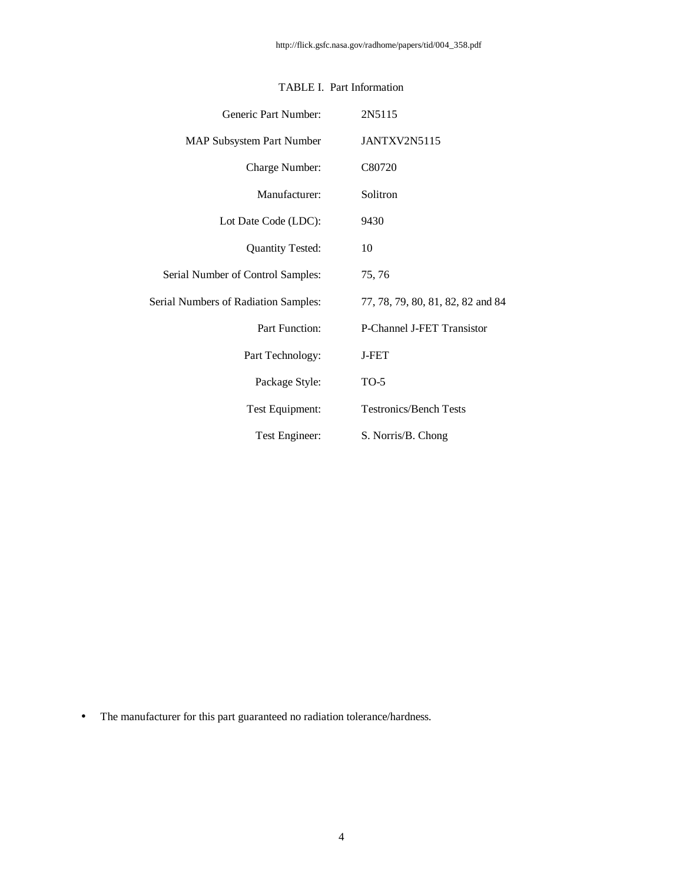http://flick.gsfc.nasa.gov/radhome/papers/tid/004_358.pdf

TABLE I. Part Information

| | |
|---|---|
| Generic Part Number: | 2N5115 |
| MAP Subsystem Part Number | JANTXV2N5115 |
| Charge Number: | C80720 |
| Manufacturer: | Solitron |
| Lot Date Code (LDC): | 9430 |
| Quantity Tested: | 10 |
| Serial Number of Control Samples: | 75, 76 |
| Serial Numbers of Radiation Samples: | 77, 78, 79, 80, 81, 82, 82 and 84 |
| Part Function: | P-Channel J-FET Transistor |
| Part Technology: | J-FET |
| Package Style: | TO-5 |
| Test Equipment: | Testronics/Bench Tests |
| Test Engineer: | S. Norris/B. Chong |

- The manufacturer for this part guaranteed no radiation tolerance/hardness.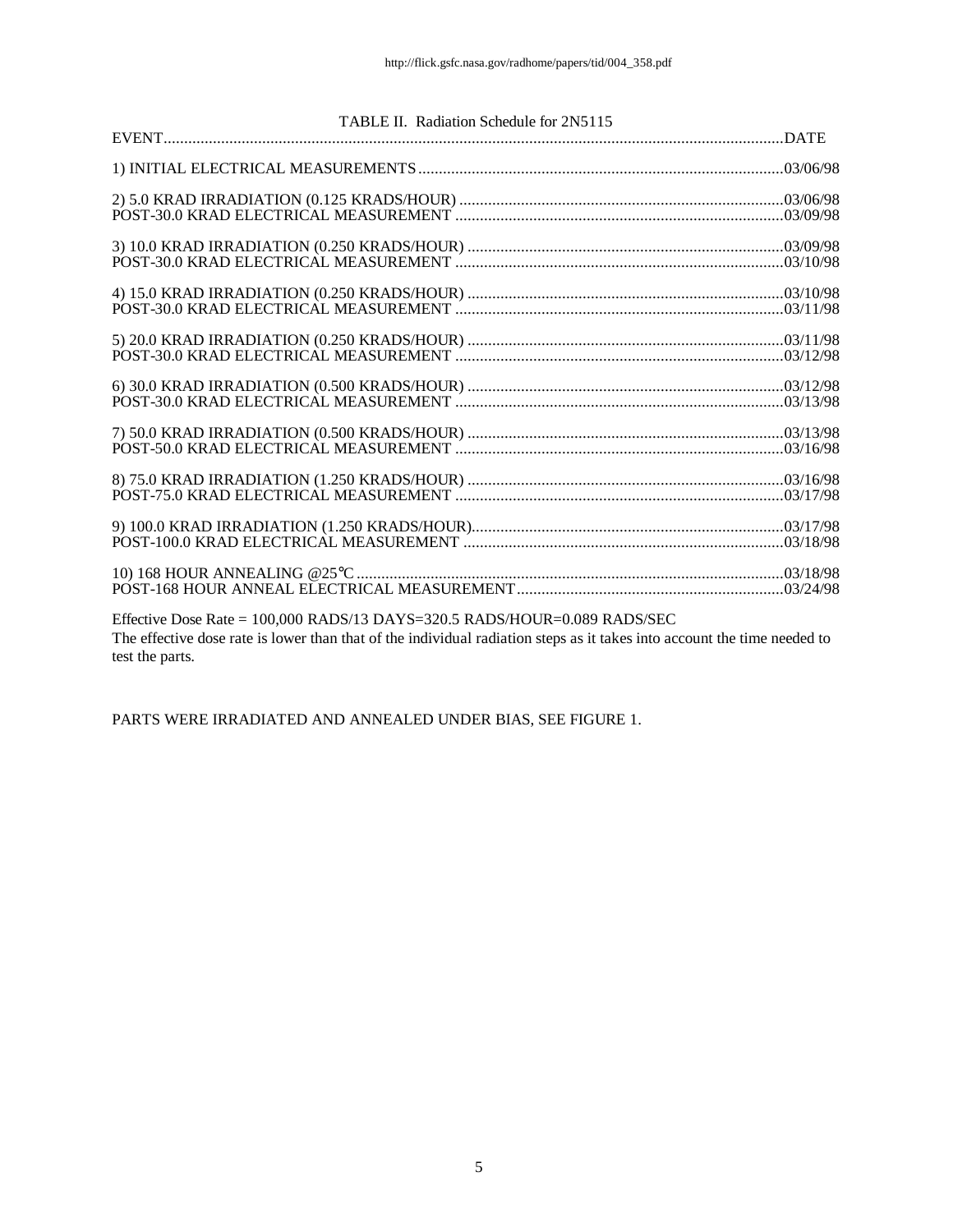TABLE II. Radiation Schedule for 2N5115

| EVENT | DATE |
|---|---|
| 1) INITIAL ELECTRICAL MEASUREMENTS | 03/06/98 |
| 2) 5.0 KRAD IRRADIATION (0.125 KRADS/HOUR) | 03/06/98 |
| POST-30.0 KRAD ELECTRICAL MEASUREMENT | 03/09/98 |
| 3) 10.0 KRAD IRRADIATION (0.250 KRADS/HOUR) | 03/09/98 |
| POST-30.0 KRAD ELECTRICAL MEASUREMENT | 03/10/98 |
| 4) 15.0 KRAD IRRADIATION (0.250 KRADS/HOUR) | 03/10/98 |
| POST-30.0 KRAD ELECTRICAL MEASUREMENT | 03/11/98 |
| 5) 20.0 KRAD IRRADIATION (0.250 KRADS/HOUR) | 03/11/98 |
| POST-30.0 KRAD ELECTRICAL MEASUREMENT | 03/12/98 |
| 6) 30.0 KRAD IRRADIATION (0.500 KRADS/HOUR) | 03/12/98 |
| POST-30.0 KRAD ELECTRICAL MEASUREMENT | 03/13/98 |
| 7) 50.0 KRAD IRRADIATION (0.500 KRADS/HOUR) | 03/13/98 |
| POST-50.0 KRAD ELECTRICAL MEASUREMENT | 03/16/98 |
| 8) 75.0 KRAD IRRADIATION (1.250 KRADS/HOUR) | 03/16/98 |
| POST-75.0 KRAD ELECTRICAL MEASUREMENT | 03/17/98 |
| 9) 100.0 KRAD IRRADIATION (1.250 KRADS/HOUR) | 03/17/98 |
| POST-100.0 KRAD ELECTRICAL MEASUREMENT | 03/18/98 |
| 10) 168 HOUR ANNEALING @25°C | 03/18/98 |
| POST-168 HOUR ANNEAL ELECTRICAL MEASUREMENT | 03/24/98 |

Effective Dose Rate = 100,000 RADS/13 DAYS=320.5 RADS/HOUR=0.089 RADS/SEC

The effective dose rate is lower than that of the individual radiation steps as it takes into account the time needed to test the parts.

PARTS WERE IRRADIATED AND ANNEALED UNDER BIAS, SEE FIGURE 1.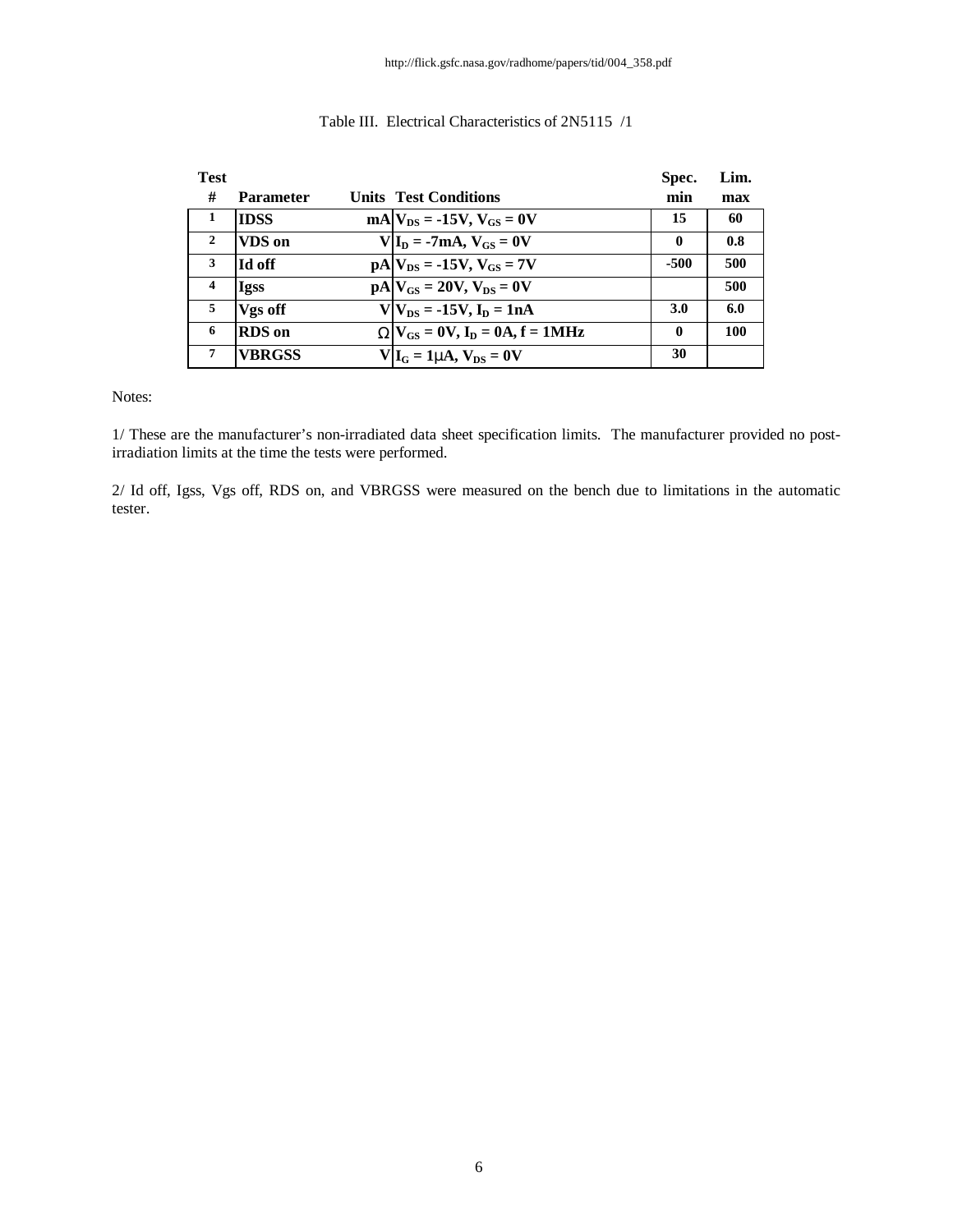http://flick.gsfc.nasa.gov/radhome/papers/tid/004_358.pdf

Table III. Electrical Characteristics of 2N5115 /1

| Test # | Parameter | Units | Test Conditions | Spec. min | Lim. max |
|---|---|---|---|---|---|
| 1 | IDSS | mA | $V_{DS}$ = -15V, $V_{GS}$ = 0V | 15 | 60 |
| 2 | VDS on | V | $I_D$ = -7mA, $V_{GS}$ = 0V | 0 | 0.8 |
| 3 | Id off | pA | $V_{DS}$ = -15V, $V_{GS}$ = 7V | -500 | 500 |
| 4 | Igss | pA | $V_{GS}$ = 20V, $V_{DS}$ = 0V | | 500 |
| 5 | Vgs off | V | $V_{DS}$ = -15V, $I_D$ = 1nA | 3.0 | 6.0 |
| 6 | RDS on | Ω | $V_{GS}$ = 0V, $I_D$ = 0A, f = 1MHz | 0 | 100 |
| 7 | VBRGSS | V | $I_G$ = 1μA, $V_{DS}$ = 0V | 30 | |

Notes:

1/ These are the manufacturer's non-irradiated data sheet specification limits. The manufacturer provided no post-irradiation limits at the time the tests were performed.

2/ Id off, Igss, Vgs off, RDS on, and VBRGSS were measured on the bench due to limitations in the automatic tester.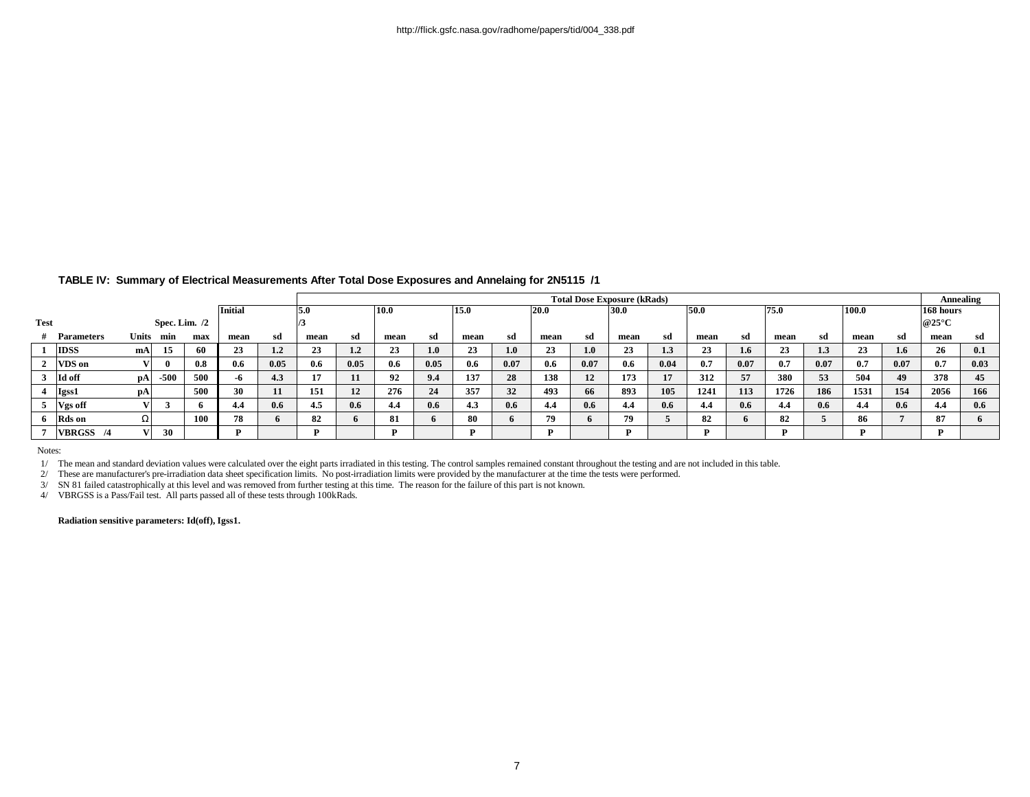http://flick.gsfc.nasa.gov/radhome/papers/tid/004_338.pdf

**TABLE IV: Summary of Electrical Measurements After Total Dose Exposures and Annelaing for 2N5115 /1**

| | | | | | | | Total Dose Exposure (kRads) | | | | | | | | | | | | | | | | | | Annealing | |
|---|---|---|---|---|---|---|---|---|---|---|---|---|---|---|---|---|---|---|---|---|---|---|---|---|---|---|
| | | | | | Initial | | 5.0 /3 | | 10.0 | | 15.0 | | 20.0 | | 30.0 | | 50.0 | | 75.0 | | 100.0 | | | | 168 hours @25°C | |
| Test # | Parameters | Units | Spec. Lim. /2 min | max | mean | sd | mean | sd | mean | sd | mean | sd | mean | sd | mean | sd | mean | sd | mean | sd | mean | sd | | | mean | sd |
| 1 | IDSS | mA | 15 | 60 | 23 | 1.2 | 23 | 1.2 | 23 | 1.0 | 23 | 1.0 | 23 | 1.0 | 23 | 1.3 | 23 | 1.6 | 23 | 1.3 | 23 | 1.6 | | | 26 | 0.1 |
| 2 | VDS on | V | 0 | 0.8 | 0.6 | 0.05 | 0.6 | 0.05 | 0.6 | 0.05 | 0.6 | 0.07 | 0.6 | 0.07 | 0.6 | 0.04 | 0.7 | 0.07 | 0.7 | 0.07 | 0.7 | 0.07 | | | 0.7 | 0.03 |
| 3 | Id off | pA | -500 | 500 | -6 | 4.3 | 17 | 11 | 92 | 9.4 | 137 | 28 | 138 | 12 | 173 | 17 | 312 | 57 | 380 | 53 | 504 | 49 | | | 378 | 45 |
| 4 | Igss1 | pA | | 500 | 30 | 11 | 151 | 12 | 276 | 24 | 357 | 32 | 493 | 66 | 893 | 105 | 1241 | 113 | 1726 | 186 | 1531 | 154 | | | 2056 | 166 |
| 5 | Vgs off | V | 3 | 6 | 4.4 | 0.6 | 4.5 | 0.6 | 4.4 | 0.6 | 4.3 | 0.6 | 4.4 | 0.6 | 4.4 | 0.6 | 4.4 | 0.6 | 4.4 | 0.6 | 4.4 | 0.6 | | | 4.4 | 0.6 |
| 6 | Rds on | Ω | | 100 | 78 | 6 | 82 | 6 | 81 | 6 | 80 | 6 | 79 | 6 | 79 | 5 | 82 | 6 | 82 | 5 | 86 | 7 | | | 87 | 6 |
| 7 | VBRGSS /4 | V | 30 | | P | | P | | P | | P | | P | | P | | P | | P | | P | | | | P | |

Notes:

1/ The mean and standard deviation values were calculated over the eight parts irradiated in this testing. The control samples remained constant throughout the testing and are not included in this table.
2/ These are manufacturer's pre-irradiation data sheet specification limits. No post-irradiation limits were provided by the manufacturer at the time the tests were performed.
3/ SN 81 failed catastrophically at this level and was removed from further testing at this time. The reason for the failure of this part is not known.
4/ VBRGSS is a Pass/Fail test. All parts passed all of these tests through 100kRads.

**Radiation sensitive parameters: Id(off), Igss1.**